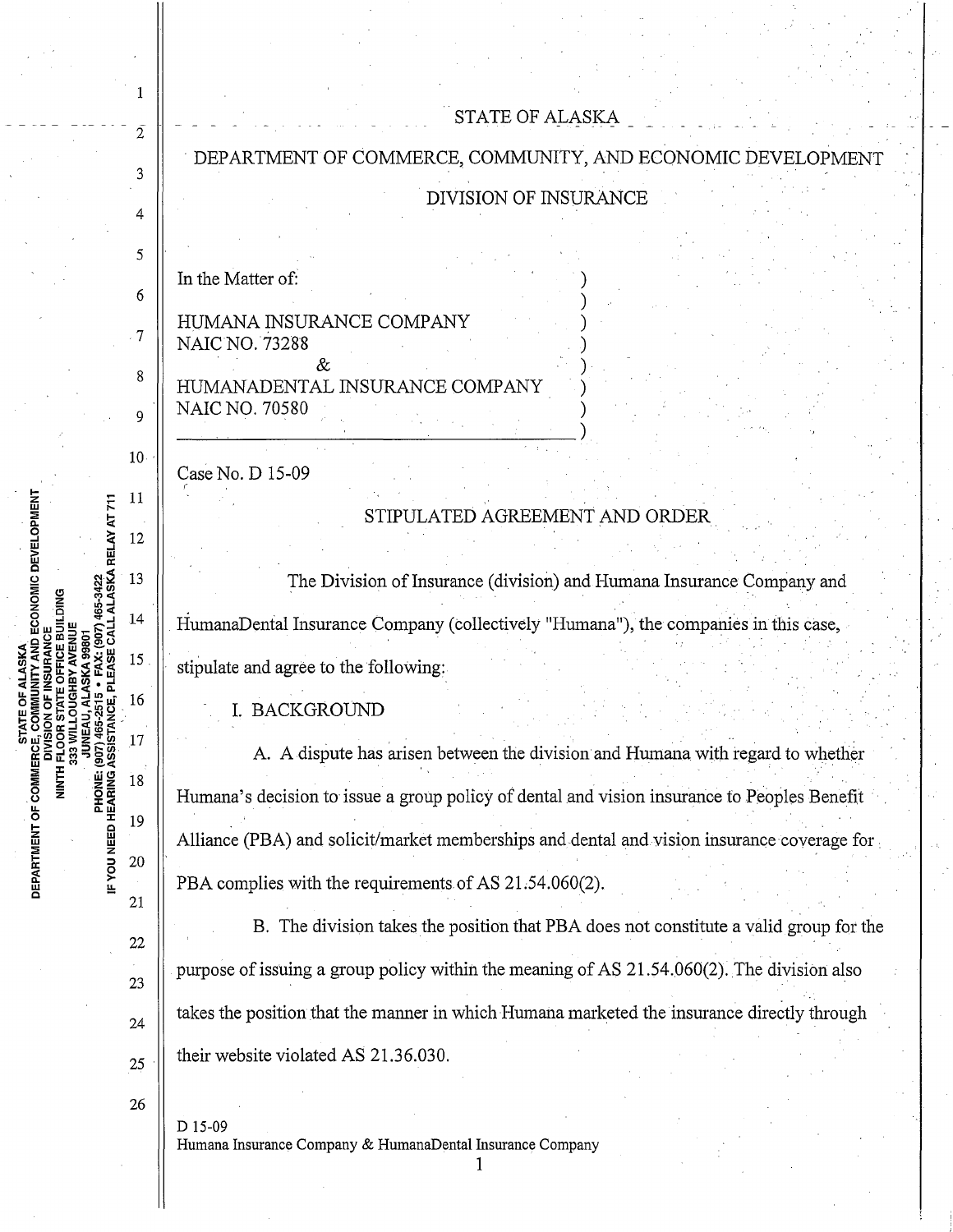STATE OF ALASKA

DEPARTMENT OF COMMERCE, COMMUNITY, AND ECONOMIC DEVELOPMENT

DIVISION OF INSURANCE

In the Matter of:

HUMANA INSURANCE COMPANY
NAIC NO. 73288
&
HUMANADENTAL INSURANCE COMPANY
NAIC NO. 70580

Case No. D 15-09

## STIPULATED AGREEMENT AND ORDER

The Division of Insurance (division) and Humana Insurance Company and HumanaDental Insurance Company (collectively "Humana"), the companies in this case, stipulate and agree to the following:

### I. BACKGROUND

A. A dispute has arisen between the division and Humana with regard to whether Humana's decision to issue a group policy of dental and vision insurance to Peoples Benefit Alliance (PBA) and solicit/market memberships and dental and vision insurance coverage for PBA complies with the requirements of AS 21.54.060(2).

B. The division takes the position that PBA does not constitute a valid group for the purpose of issuing a group policy within the meaning of AS 21.54.060(2). The division also takes the position that the manner in which Humana marketed the insurance directly through their website violated AS 21.36.030.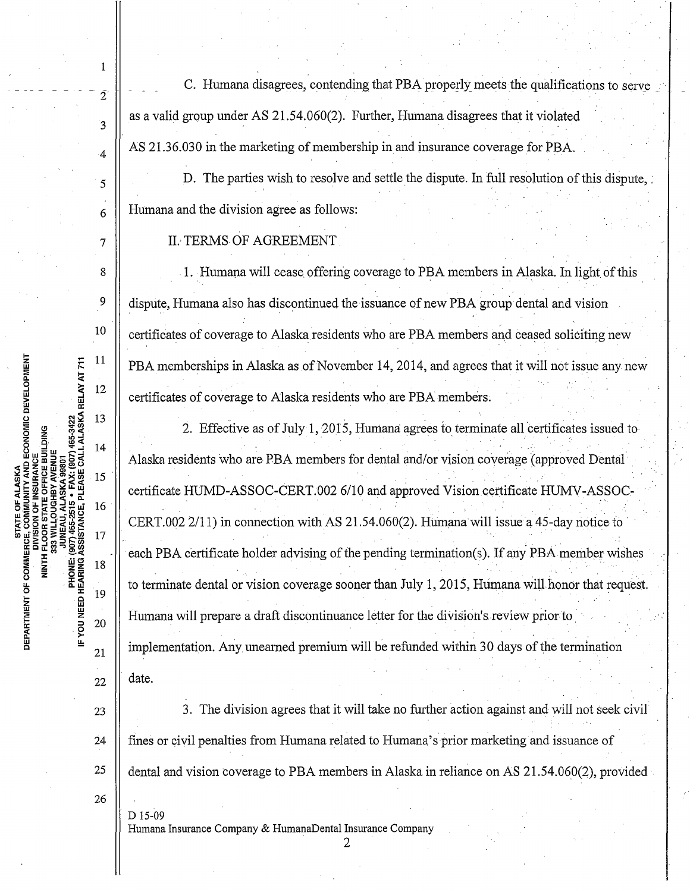C. Humana disagrees, contending that PBA properly meets the qualifications to serve as a valid group under AS 21.54.060(2). Further, Humana disagrees that it violated AS 21.36.030 in the marketing of membership in and insurance coverage for PBA.

D. The parties wish to resolve and settle the dispute. In full resolution of this dispute, Humana and the division agree as follows:

II. TERMS OF AGREEMENT

1. Humana will cease offering coverage to PBA members in Alaska. In light of this dispute, Humana also has discontinued the issuance of new PBA group dental and vision certificates of coverage to Alaska residents who are PBA members and ceased soliciting new PBA memberships in Alaska as of November 14, 2014, and agrees that it will not issue any new certificates of coverage to Alaska residents who are PBA members.

2. Effective as of July 1, 2015, Humana agrees to terminate all certificates issued to Alaska residents who are PBA members for dental and/or vision coverage (approved Dental certificate HUMD-ASSOC-CERT.002 6/10 and approved Vision certificate HUMV-ASSOC-CERT.002 2/11) in connection with AS 21.54.060(2). Humana will issue a 45-day notice to each PBA certificate holder advising of the pending termination(s). If any PBA member wishes to terminate dental or vision coverage sooner than July 1, 2015, Humana will honor that request. Humana will prepare a draft discontinuance letter for the division's review prior to implementation. Any unearned premium will be refunded within 30 days of the termination date.

3. The division agrees that it will take no further action against and will not seek civil fines or civil penalties from Humana related to Humana's prior marketing and issuance of dental and vision coverage to PBA members in Alaska in reliance on AS 21.54.060(2), provided

D 15-09
Humana Insurance Company & HumanaDental Insurance Company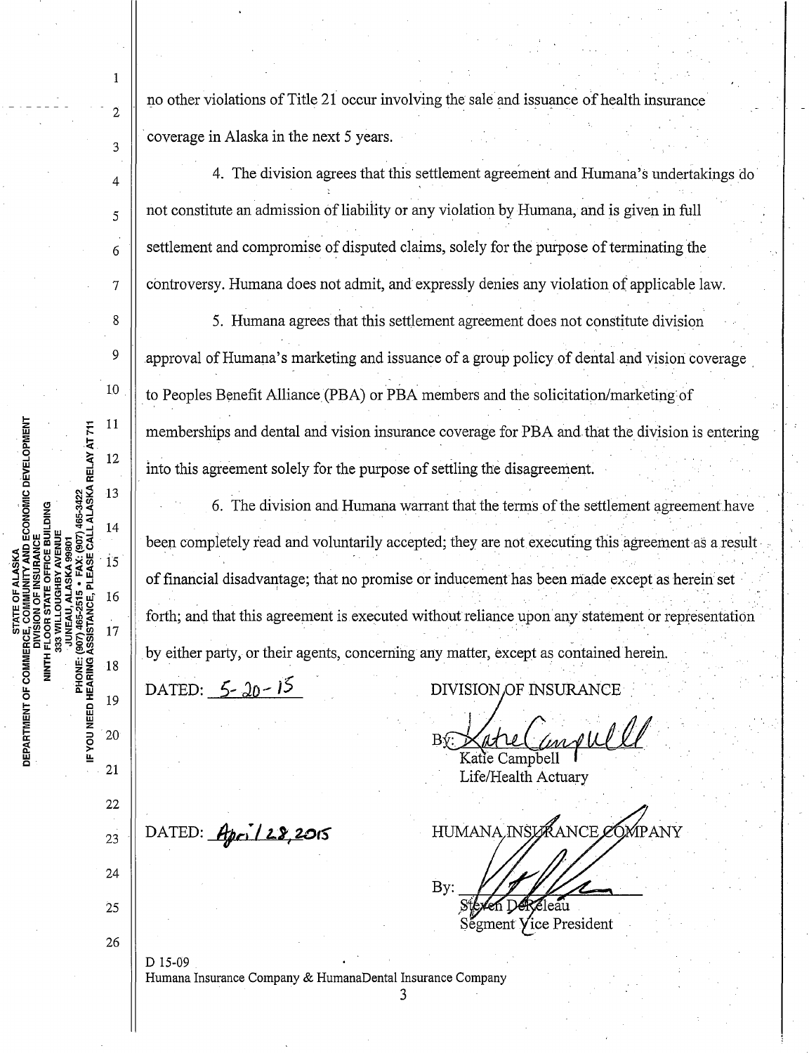no other violations of Title 21 occur involving the sale and issuance of health insurance coverage in Alaska in the next 5 years.

4. The division agrees that this settlement agreement and Humana's undertakings do not constitute an admission of liability or any violation by Humana, and is given in full settlement and compromise of disputed claims, solely for the purpose of terminating the controversy. Humana does not admit, and expressly denies any violation of applicable law.

5. Humana agrees that this settlement agreement does not constitute division approval of Humana's marketing and issuance of a group policy of dental and vision coverage to Peoples Benefit Alliance (PBA) or PBA members and the solicitation/marketing of memberships and dental and vision insurance coverage for PBA and that the division is entering into this agreement solely for the purpose of settling the disagreement.

6. The division and Humana warrant that the terms of the settlement agreement have been completely read and voluntarily accepted; they are not executing this agreement as a result of financial disadvantage; that no promise or inducement has been made except as herein set forth; and that this agreement is executed without reliance upon any statement or representation by either party, or their agents, concerning any matter, except as contained herein.

DATED: 5-20-15

DIVISION OF INSURANCE

By: [signature]
Katie Campbell
Life/Health Actuary

DATED: April 28, 2015

HUMANA INSURANCE COMPANY

By: [signature]
Steven DeReleau
Segment Vice President

D 15-09
Humana Insurance Company & HumanaDental Insurance Company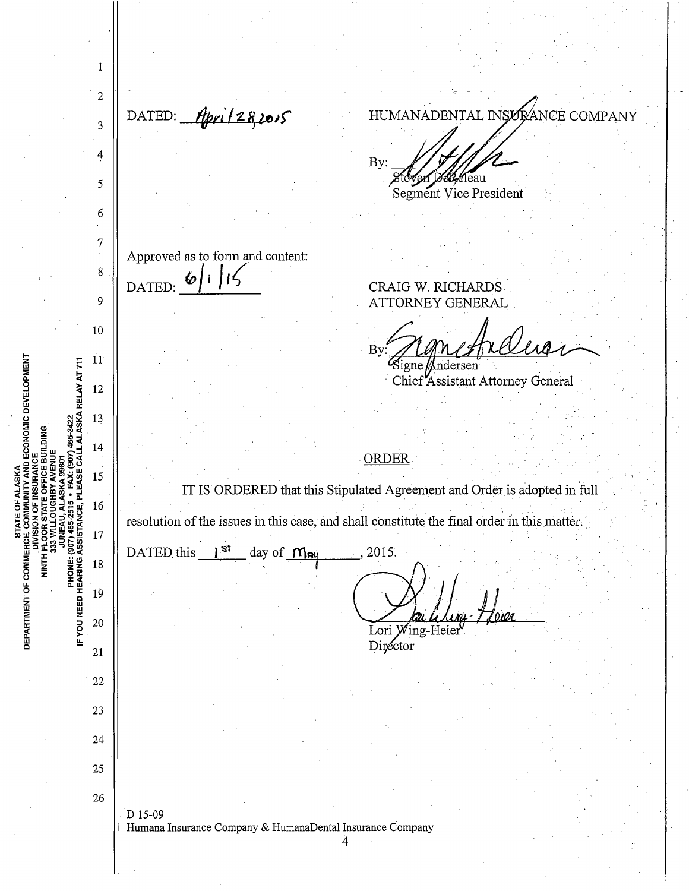DATED: April 28, 2015

HUMANADENTAL INSURANCE COMPANY

By: ______________________
Steven DeBeleau
Segment Vice President

Approved as to form and content:

DATED: 6/1/15

CRAIG W. RICHARDS
ATTORNEY GENERAL

By: ______________________
Signe Andersen
Chief Assistant Attorney General

## ORDER

IT IS ORDERED that this Stipulated Agreement and Order is adopted in full resolution of the issues in this case, and shall constitute the final order in this matter.

DATED this 1st day of May, 2015.

______________________
Lori Wing-Heier
Director

D 15-09
Humana Insurance Company & HumanaDental Insurance Company